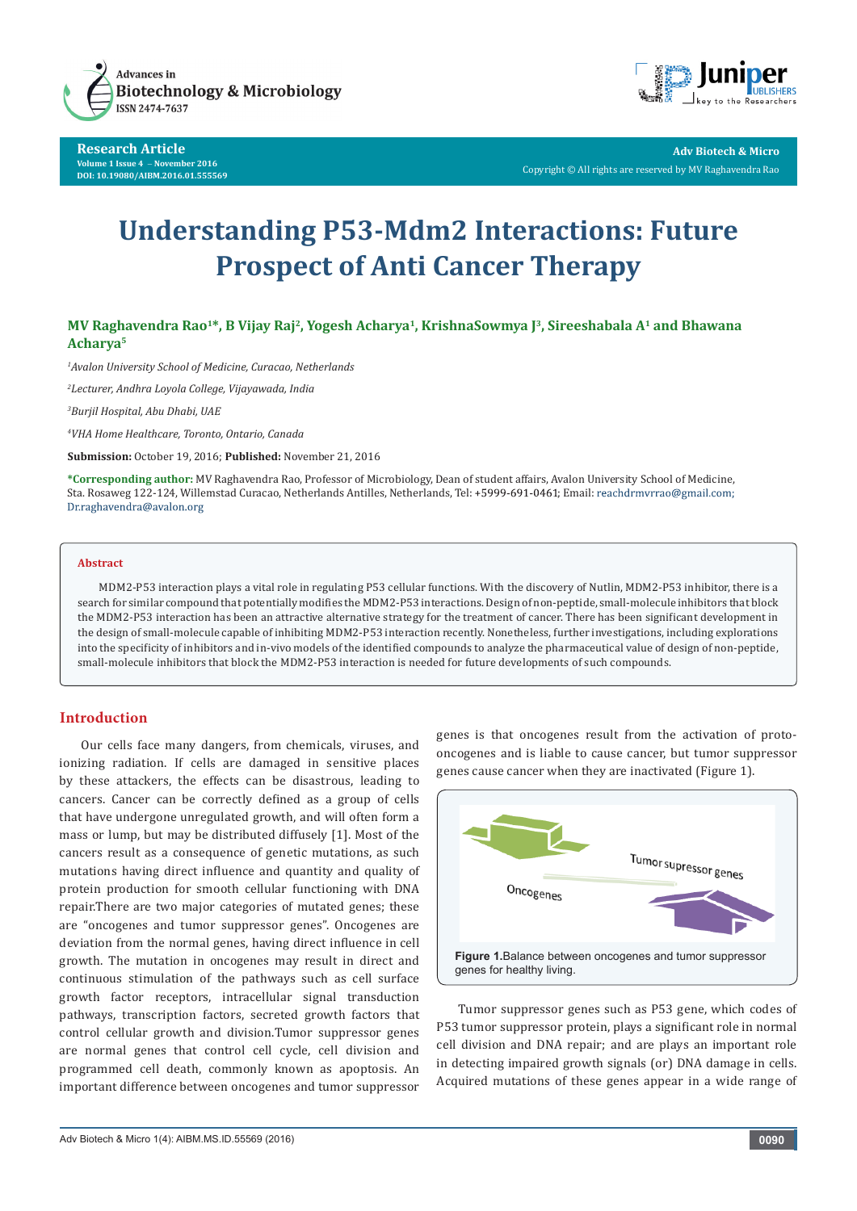Research Article
Volume 1 Issue 4 – November 2016
DOI: 10.19080/AIBM.2016.01.555569

Adv Biotech & Micro
Copyright © All rights are reserved by MV Raghavendra Rao

# Understanding P53-Mdm2 Interactions: Future Prospect of Anti Cancer Therapy

**MV Raghavendra Rao[1]*, B Vijay Raj[2], Yogesh Acharya[1], KrishnaSowmya J[3], Sireeshabala A[1] and Bhawana Acharya[5]**

[1]*Avalon University School of Medicine, Curacao, Netherlands*

[2]*Lecturer, Andhra Loyola College, Vijayawada, India*

[3]*Burjil Hospital, Abu Dhabi, UAE*

[4]*VHA Home Healthcare, Toronto, Ontario, Canada*

**Submission:** October 19, 2016; **Published:** November 21, 2016

***Corresponding author:** MV Raghavendra Rao, Professor of Microbiology, Dean of student affairs, Avalon University School of Medicine, Sta. Rosaweg 122-124, Willemstad Curacao, Netherlands Antilles, Netherlands, Tel: +5999-691-0461; Email: reachdrmvrrao@gmail.com; Dr.raghavendra@avalon.org

## Abstract

MDM2-P53 interaction plays a vital role in regulating P53 cellular functions. With the discovery of Nutlin, MDM2-P53 inhibitor, there is a search for similar compound that potentially modifies the MDM2-P53 interactions. Design of non-peptide, small-molecule inhibitors that block the MDM2-P53 interaction has been an attractive alternative strategy for the treatment of cancer. There has been significant development in the design of small-molecule capable of inhibiting MDM2-P53 interaction recently. Nonetheless, further investigations, including explorations into the specificity of inhibitors and in-vivo models of the identified compounds to analyze the pharmaceutical value of design of non-peptide, small-molecule inhibitors that block the MDM2-P53 interaction is needed for future developments of such compounds.

## Introduction

Our cells face many dangers, from chemicals, viruses, and ionizing radiation. If cells are damaged in sensitive places by these attackers, the effects can be disastrous, leading to cancers. Cancer can be correctly defined as a group of cells that have undergone unregulated growth, and will often form a mass or lump, but may be distributed diffusely [1]. Most of the cancers result as a consequence of genetic mutations, as such mutations having direct influence and quantity and quality of protein production for smooth cellular functioning with DNA repair.There are two major categories of mutated genes; these are "oncogenes and tumor suppressor genes". Oncogenes are deviation from the normal genes, having direct influence in cell growth. The mutation in oncogenes may result in direct and continuous stimulation of the pathways such as cell surface growth factor receptors, intracellular signal transduction pathways, transcription factors, secreted growth factors that control cellular growth and division.Tumor suppressor genes are normal genes that control cell cycle, cell division and programmed cell death, commonly known as apoptosis. An important difference between oncogenes and tumor suppressor genes is that oncogenes result from the activation of proto-oncogenes and is liable to cause cancer, but tumor suppressor genes cause cancer when they are inactivated (Figure 1).

**Figure 1.**Balance between oncogenes and tumor suppressor genes for healthy living.

Tumor suppressor genes such as P53 gene, which codes of P53 tumor suppressor protein, plays a significant role in normal cell division and DNA repair; and are plays an important role in detecting impaired growth signals (or) DNA damage in cells. Acquired mutations of these genes appear in a wide range of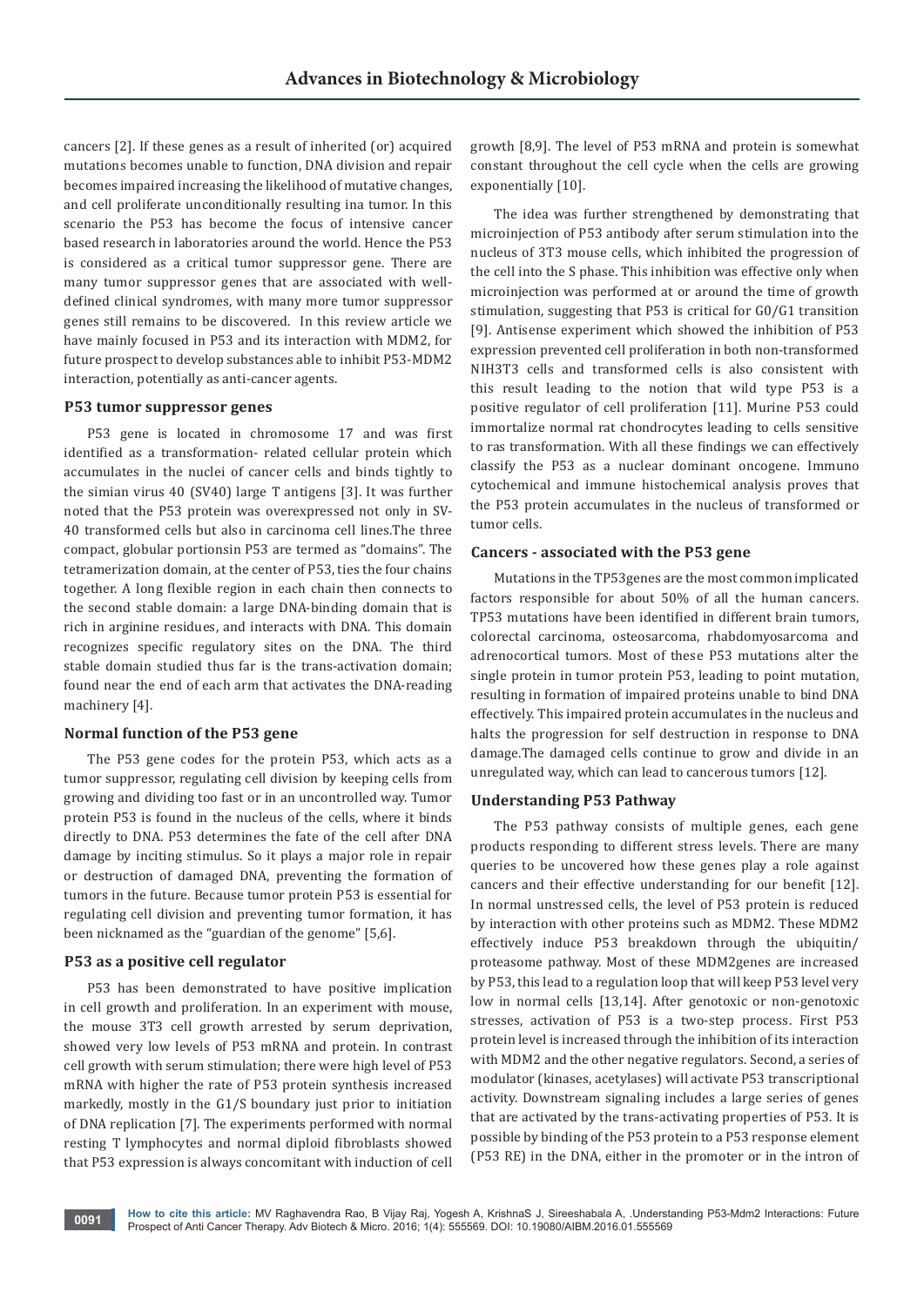cancers [2]. If these genes as a result of inherited (or) acquired mutations becomes unable to function, DNA division and repair becomes impaired increasing the likelihood of mutative changes, and cell proliferate unconditionally resulting ina tumor. In this scenario the P53 has become the focus of intensive cancer based research in laboratories around the world. Hence the P53 is considered as a critical tumor suppressor gene. There are many tumor suppressor genes that are associated with well-defined clinical syndromes, with many more tumor suppressor genes still remains to be discovered. In this review article we have mainly focused in P53 and its interaction with MDM2, for future prospect to develop substances able to inhibit P53-MDM2 interaction, potentially as anti-cancer agents.

### P53 tumor suppressor genes

P53 gene is located in chromosome 17 and was first identified as a transformation- related cellular protein which accumulates in the nuclei of cancer cells and binds tightly to the simian virus 40 (SV40) large T antigens [3]. It was further noted that the P53 protein was overexpressed not only in SV-40 transformed cells but also in carcinoma cell lines.The three compact, globular portionsin P53 are termed as "domains". The tetramerization domain, at the center of P53, ties the four chains together. A long flexible region in each chain then connects to the second stable domain: a large DNA-binding domain that is rich in arginine residues, and interacts with DNA. This domain recognizes specific regulatory sites on the DNA. The third stable domain studied thus far is the trans-activation domain; found near the end of each arm that activates the DNA-reading machinery [4].

### Normal function of the P53 gene

The P53 gene codes for the protein P53, which acts as a tumor suppressor, regulating cell division by keeping cells from growing and dividing too fast or in an uncontrolled way. Tumor protein P53 is found in the nucleus of the cells, where it binds directly to DNA. P53 determines the fate of the cell after DNA damage by inciting stimulus. So it plays a major role in repair or destruction of damaged DNA, preventing the formation of tumors in the future. Because tumor protein P53 is essential for regulating cell division and preventing tumor formation, it has been nicknamed as the "guardian of the genome" [5,6].

### P53 as a positive cell regulator

P53 has been demonstrated to have positive implication in cell growth and proliferation. In an experiment with mouse, the mouse 3T3 cell growth arrested by serum deprivation, showed very low levels of P53 mRNA and protein. In contrast cell growth with serum stimulation; there were high level of P53 mRNA with higher the rate of P53 protein synthesis increased markedly, mostly in the G1/S boundary just prior to initiation of DNA replication [7]. The experiments performed with normal resting T lymphocytes and normal diploid fibroblasts showed that P53 expression is always concomitant with induction of cell growth [8,9]. The level of P53 mRNA and protein is somewhat constant throughout the cell cycle when the cells are growing exponentially [10].

The idea was further strengthened by demonstrating that microinjection of P53 antibody after serum stimulation into the nucleus of 3T3 mouse cells, which inhibited the progression of the cell into the S phase. This inhibition was effective only when microinjection was performed at or around the time of growth stimulation, suggesting that P53 is critical for G0/G1 transition [9]. Antisense experiment which showed the inhibition of P53 expression prevented cell proliferation in both non-transformed NIH3T3 cells and transformed cells is also consistent with this result leading to the notion that wild type P53 is a positive regulator of cell proliferation [11]. Murine P53 could immortalize normal rat chondrocytes leading to cells sensitive to ras transformation. With all these findings we can effectively classify the P53 as a nuclear dominant oncogene. Immuno cytochemical and immune histochemical analysis proves that the P53 protein accumulates in the nucleus of transformed or tumor cells.

### Cancers - associated with the P53 gene

Mutations in the TP53genes are the most common implicated factors responsible for about 50% of all the human cancers. TP53 mutations have been identified in different brain tumors, colorectal carcinoma, osteosarcoma, rhabdomyosarcoma and adrenocortical tumors. Most of these P53 mutations alter the single protein in tumor protein P53, leading to point mutation, resulting in formation of impaired proteins unable to bind DNA effectively. This impaired protein accumulates in the nucleus and halts the progression for self destruction in response to DNA damage.The damaged cells continue to grow and divide in an unregulated way, which can lead to cancerous tumors [12].

### Understanding P53 Pathway

The P53 pathway consists of multiple genes, each gene products responding to different stress levels. There are many queries to be uncovered how these genes play a role against cancers and their effective understanding for our benefit [12]. In normal unstressed cells, the level of P53 protein is reduced by interaction with other proteins such as MDM2. These MDM2 effectively induce P53 breakdown through the ubiquitin/ proteasome pathway. Most of these MDM2genes are increased by P53, this lead to a regulation loop that will keep P53 level very low in normal cells [13,14]. After genotoxic or non-genotoxic stresses, activation of P53 is a two-step process. First P53 protein level is increased through the inhibition of its interaction with MDM2 and the other negative regulators. Second, a series of modulator (kinases, acetylases) will activate P53 transcriptional activity. Downstream signaling includes a large series of genes that are activated by the trans-activating properties of P53. It is possible by binding of the P53 protein to a P53 response element (P53 RE) in the DNA, either in the promoter or in the intron of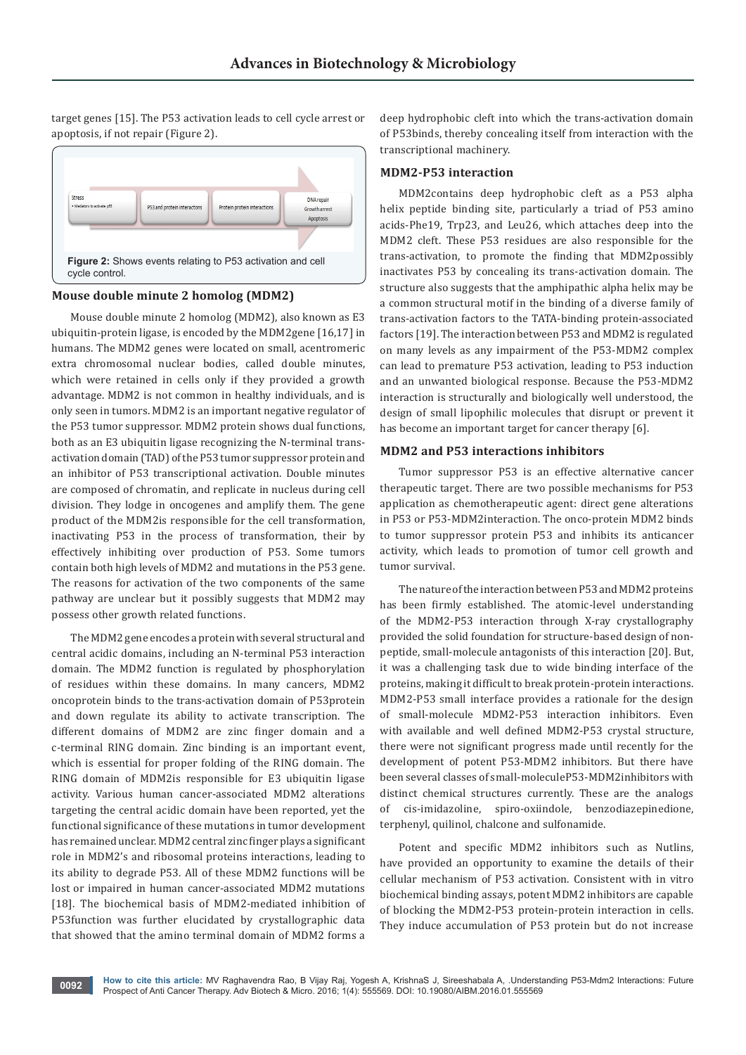target genes [15]. The P53 activation leads to cell cycle arrest or apoptosis, if not repair (Figure 2).

Stress
• Mediators to activate p53

P53 and protein interactions

Protein protein interactions

DNA repair
Growth arrest
Apoptosis

**Figure 2:** Shows events relating to P53 activation and cell cycle control.

### Mouse double minute 2 homolog (MDM2)

Mouse double minute 2 homolog (MDM2), also known as E3 ubiquitin-protein ligase, is encoded by the MDM2gene [16,17] in humans. The MDM2 genes were located on small, acentromeric extra chromosomal nuclear bodies, called double minutes, which were retained in cells only if they provided a growth advantage. MDM2 is not common in healthy individuals, and is only seen in tumors. MDM2 is an important negative regulator of the P53 tumor suppressor. MDM2 protein shows dual functions, both as an E3 ubiquitin ligase recognizing the N-terminal trans-activation domain (TAD) of the P53 tumor suppressor protein and an inhibitor of P53 transcriptional activation. Double minutes are composed of chromatin, and replicate in nucleus during cell division. They lodge in oncogenes and amplify them. The gene product of the MDM2is responsible for the cell transformation, inactivating P53 in the process of transformation, their by effectively inhibiting over production of P53. Some tumors contain both high levels of MDM2 and mutations in the P53 gene. The reasons for activation of the two components of the same pathway are unclear but it possibly suggests that MDM2 may possess other growth related functions.

The MDM2 gene encodes a protein with several structural and central acidic domains, including an N-terminal P53 interaction domain. The MDM2 function is regulated by phosphorylation of residues within these domains. In many cancers, MDM2 oncoprotein binds to the trans-activation domain of P53protein and down regulate its ability to activate transcription. The different domains of MDM2 are zinc finger domain and a c-terminal RING domain. Zinc binding is an important event, which is essential for proper folding of the RING domain. The RING domain of MDM2is responsible for E3 ubiquitin ligase activity. Various human cancer-associated MDM2 alterations targeting the central acidic domain have been reported, yet the functional significance of these mutations in tumor development has remained unclear. MDM2 central zinc finger plays a significant role in MDM2's and ribosomal proteins interactions, leading to its ability to degrade P53. All of these MDM2 functions will be lost or impaired in human cancer-associated MDM2 mutations [18]. The biochemical basis of MDM2-mediated inhibition of P53function was further elucidated by crystallographic data that showed that the amino terminal domain of MDM2 forms a deep hydrophobic cleft into which the trans-activation domain of P53binds, thereby concealing itself from interaction with the transcriptional machinery.

### MDM2-P53 interaction

MDM2contains deep hydrophobic cleft as a P53 alpha helix peptide binding site, particularly a triad of P53 amino acids-Phe19, Trp23, and Leu26, which attaches deep into the MDM2 cleft. These P53 residues are also responsible for the trans-activation, to promote the finding that MDM2possibly inactivates P53 by concealing its trans-activation domain. The structure also suggests that the amphipathic alpha helix may be a common structural motif in the binding of a diverse family of trans-activation factors to the TATA-binding protein-associated factors [19]. The interaction between P53 and MDM2 is regulated on many levels as any impairment of the P53-MDM2 complex can lead to premature P53 activation, leading to P53 induction and an unwanted biological response. Because the P53-MDM2 interaction is structurally and biologically well understood, the design of small lipophilic molecules that disrupt or prevent it has become an important target for cancer therapy [6].

### MDM2 and P53 interactions inhibitors

Tumor suppressor P53 is an effective alternative cancer therapeutic target. There are two possible mechanisms for P53 application as chemotherapeutic agent: direct gene alterations in P53 or P53-MDM2interaction. The onco-protein MDM2 binds to tumor suppressor protein P53 and inhibits its anticancer activity, which leads to promotion of tumor cell growth and tumor survival.

The nature of the interaction between P53 and MDM2 proteins has been firmly established. The atomic-level understanding of the MDM2-P53 interaction through X-ray crystallography provided the solid foundation for structure-based design of non-peptide, small-molecule antagonists of this interaction [20]. But, it was a challenging task due to wide binding interface of the proteins, making it difficult to break protein-protein interactions. MDM2-P53 small interface provides a rationale for the design of small-molecule MDM2-P53 interaction inhibitors. Even with available and well defined MDM2-P53 crystal structure, there were not significant progress made until recently for the development of potent P53-MDM2 inhibitors. But there have been several classes of small-moleculeP53-MDM2inhibitors with distinct chemical structures currently. These are the analogs of cis-imidazoline, spiro-oxiindole, benzodiazepinedione, terphenyl, quilinol, chalcone and sulfonamide.

Potent and specific MDM2 inhibitors such as Nutlins, have provided an opportunity to examine the details of their cellular mechanism of P53 activation. Consistent with in vitro biochemical binding assays, potent MDM2 inhibitors are capable of blocking the MDM2-P53 protein-protein interaction in cells. They induce accumulation of P53 protein but do not increase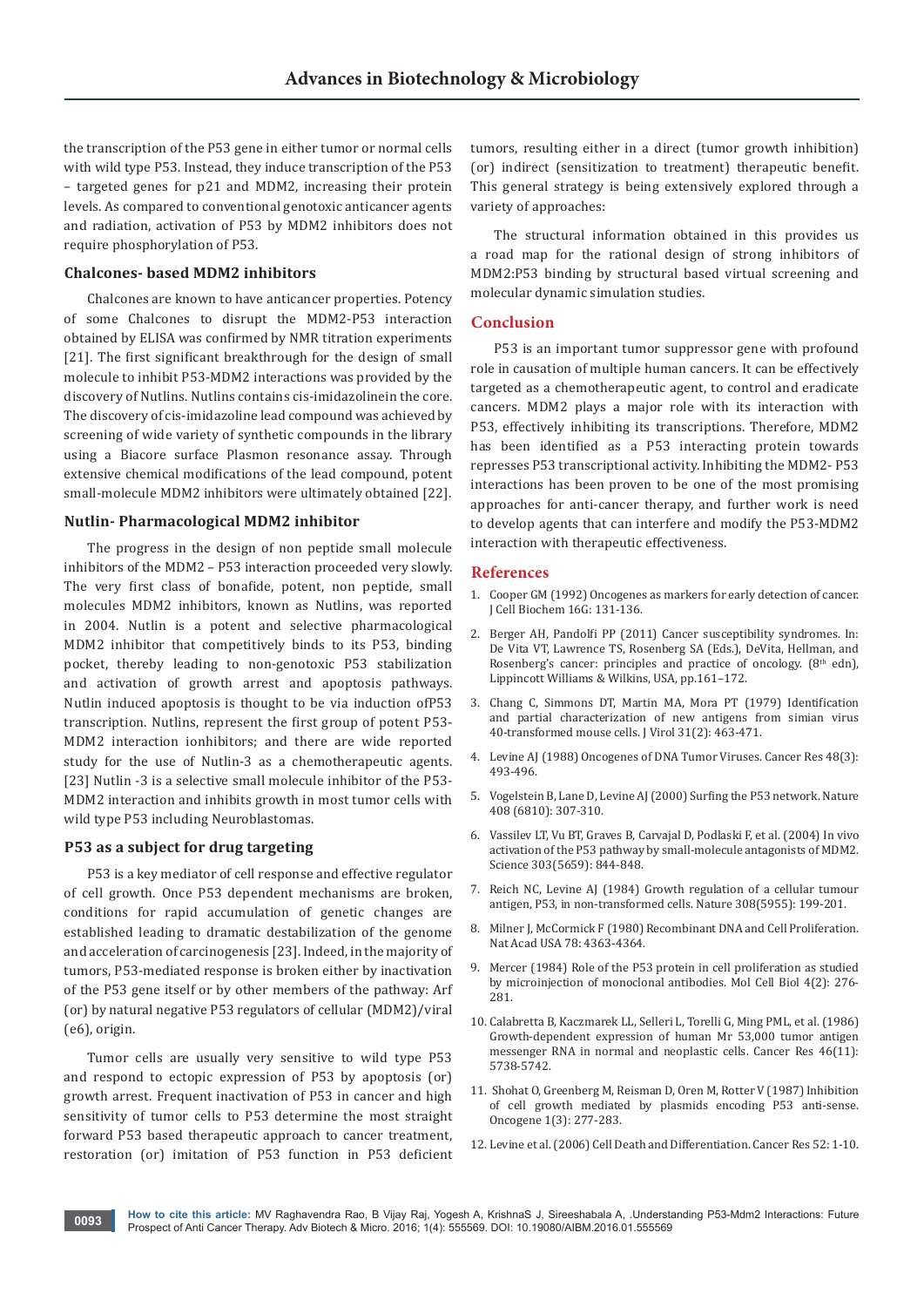the transcription of the P53 gene in either tumor or normal cells with wild type P53. Instead, they induce transcription of the P53 – targeted genes for p21 and MDM2, increasing their protein levels. As compared to conventional genotoxic anticancer agents and radiation, activation of P53 by MDM2 inhibitors does not require phosphorylation of P53.

### Chalcones- based MDM2 inhibitors

Chalcones are known to have anticancer properties. Potency of some Chalcones to disrupt the MDM2-P53 interaction obtained by ELISA was confirmed by NMR titration experiments [21]. The first significant breakthrough for the design of small molecule to inhibit P53-MDM2 interactions was provided by the discovery of Nutlins. Nutlins contains cis-imidazolinein the core. The discovery of cis-imidazoline lead compound was achieved by screening of wide variety of synthetic compounds in the library using a Biacore surface Plasmon resonance assay. Through extensive chemical modifications of the lead compound, potent small-molecule MDM2 inhibitors were ultimately obtained [22].

### Nutlin- Pharmacological MDM2 inhibitor

The progress in the design of non peptide small molecule inhibitors of the MDM2 – P53 interaction proceeded very slowly. The very first class of bonafide, potent, non peptide, small molecules MDM2 inhibitors, known as Nutlins, was reported in 2004. Nutlin is a potent and selective pharmacological MDM2 inhibitor that competitively binds to its P53, binding pocket, thereby leading to non-genotoxic P53 stabilization and activation of growth arrest and apoptosis pathways. Nutlin induced apoptosis is thought to be via induction ofP53 transcription. Nutlins, represent the first group of potent P53-MDM2 interaction ionhibitors; and there are wide reported study for the use of Nutlin-3 as a chemotherapeutic agents. [23] Nutlin -3 is a selective small molecule inhibitor of the P53-MDM2 interaction and inhibits growth in most tumor cells with wild type P53 including Neuroblastomas.

### P53 as a subject for drug targeting

P53 is a key mediator of cell response and effective regulator of cell growth. Once P53 dependent mechanisms are broken, conditions for rapid accumulation of genetic changes are established leading to dramatic destabilization of the genome and acceleration of carcinogenesis [23]. Indeed, in the majority of tumors, P53-mediated response is broken either by inactivation of the P53 gene itself or by other members of the pathway: Arf (or) by natural negative P53 regulators of cellular (MDM2)/viral (e6), origin.

Tumor cells are usually very sensitive to wild type P53 and respond to ectopic expression of P53 by apoptosis (or) growth arrest. Frequent inactivation of P53 in cancer and high sensitivity of tumor cells to P53 determine the most straight forward P53 based therapeutic approach to cancer treatment, restoration (or) imitation of P53 function in P53 deficient tumors, resulting either in a direct (tumor growth inhibition) (or) indirect (sensitization to treatment) therapeutic benefit. This general strategy is being extensively explored through a variety of approaches:

The structural information obtained in this provides us a road map for the rational design of strong inhibitors of MDM2:P53 binding by structural based virtual screening and molecular dynamic simulation studies.

## Conclusion

P53 is an important tumor suppressor gene with profound role in causation of multiple human cancers. It can be effectively targeted as a chemotherapeutic agent, to control and eradicate cancers. MDM2 plays a major role with its interaction with P53, effectively inhibiting its transcriptions. Therefore, MDM2 has been identified as a P53 interacting protein towards represses P53 transcriptional activity. Inhibiting the MDM2- P53 interactions has been proven to be one of the most promising approaches for anti-cancer therapy, and further work is need to develop agents that can interfere and modify the P53-MDM2 interaction with therapeutic effectiveness.

## References

1. Cooper GM (1992) Oncogenes as markers for early detection of cancer. J Cell Biochem 16G: 131-136.
2. Berger AH, Pandolfi PP (2011) Cancer susceptibility syndromes. In: De Vita VT, Lawrence TS, Rosenberg SA (Eds.), DeVita, Hellman, and Rosenberg's cancer: principles and practice of oncology. (8th edn), Lippincott Williams & Wilkins, USA, pp.161–172.
3. Chang C, Simmons DT, Martin MA, Mora PT (1979) Identification and partial characterization of new antigens from simian virus 40-transformed mouse cells. J Virol 31(2): 463-471.
4. Levine AJ (1988) Oncogenes of DNA Tumor Viruses. Cancer Res 48(3): 493-496.
5. Vogelstein B, Lane D, Levine AJ (2000) Surfing the P53 network. Nature 408 (6810): 307-310.
6. Vassilev LT, Vu BT, Graves B, Carvajal D, Podlaski F, et al. (2004) In vivo activation of the P53 pathway by small-molecule antagonists of MDM2. Science 303(5659): 844-848.
7. Reich NC, Levine AJ (1984) Growth regulation of a cellular tumour antigen, P53, in non-transformed cells. Nature 308(5955): 199-201.
8. Milner J, McCormick F (1980) Recombinant DNA and Cell Proliferation. Nat Acad USA 78: 4363-4364.
9. Mercer (1984) Role of the P53 protein in cell proliferation as studied by microinjection of monoclonal antibodies. Mol Cell Biol 4(2): 276-281.
10. Calabretta B, Kaczmarek LL, Selleri L, Torelli G, Ming PML, et al. (1986) Growth-dependent expression of human Mr 53,000 tumor antigen messenger RNA in normal and neoplastic cells. Cancer Res 46(11): 5738-5742.
11. Shohat O, Greenberg M, Reisman D, Oren M, Rotter V (1987) Inhibition of cell growth mediated by plasmids encoding P53 anti-sense. Oncogene 1(3): 277-283.
12. Levine et al. (2006) Cell Death and Differentiation. Cancer Res 52: 1-10.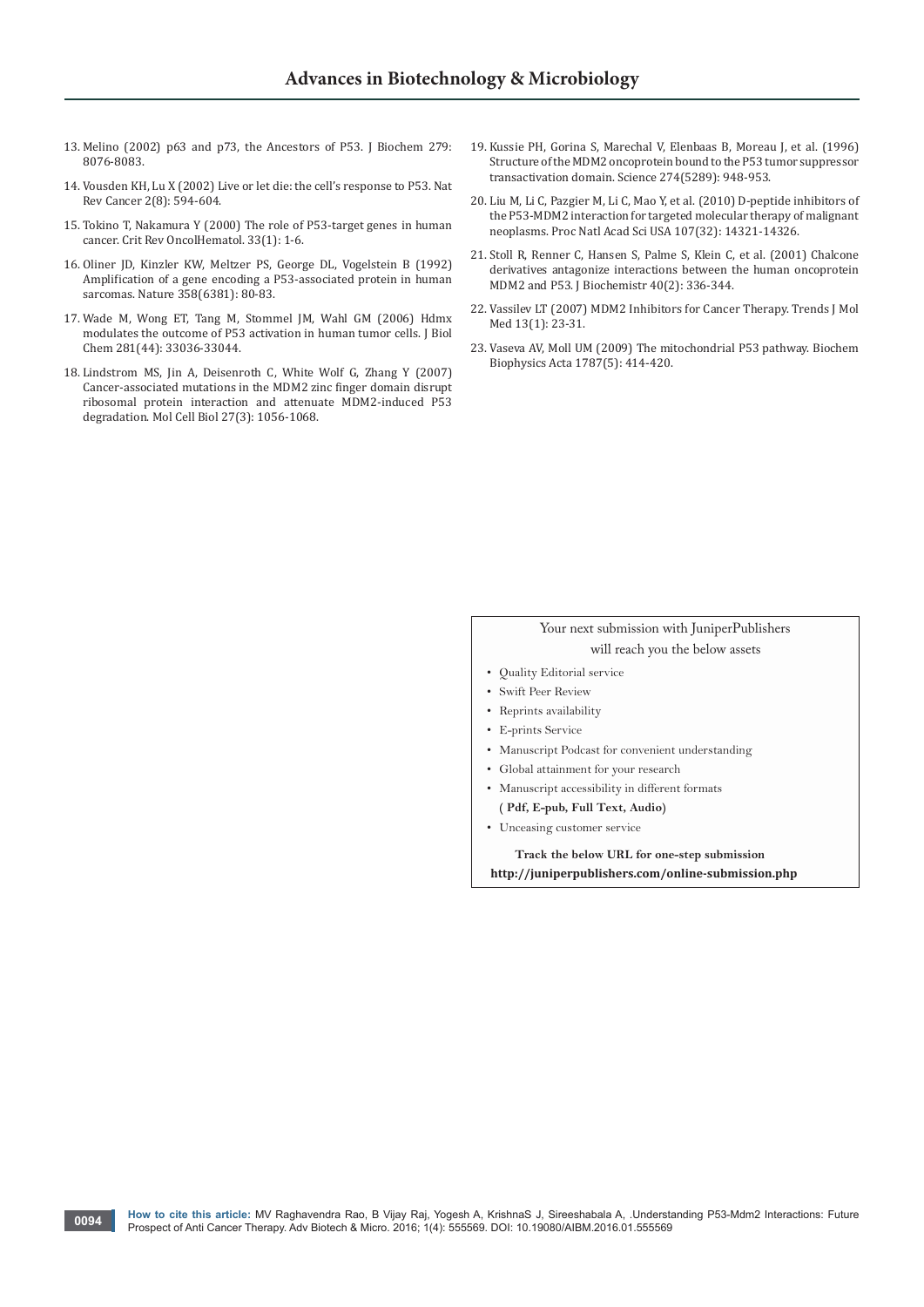13. Melino (2002) p63 and p73, the Ancestors of P53. J Biochem 279: 8076-8083.
14. Vousden KH, Lu X (2002) Live or let die: the cell's response to P53. Nat Rev Cancer 2(8): 594-604.
15. Tokino T, Nakamura Y (2000) The role of P53-target genes in human cancer. Crit Rev OncolHematol. 33(1): 1-6.
16. Oliner JD, Kinzler KW, Meltzer PS, George DL, Vogelstein B (1992) Amplification of a gene encoding a P53-associated protein in human sarcomas. Nature 358(6381): 80-83.
17. Wade M, Wong ET, Tang M, Stommel JM, Wahl GM (2006) Hdmx modulates the outcome of P53 activation in human tumor cells. J Biol Chem 281(44): 33036-33044.
18. Lindstrom MS, Jin A, Deisenroth C, White Wolf G, Zhang Y (2007) Cancer-associated mutations in the MDM2 zinc finger domain disrupt ribosomal protein interaction and attenuate MDM2-induced P53 degradation. Mol Cell Biol 27(3): 1056-1068.
19. Kussie PH, Gorina S, Marechal V, Elenbaas B, Moreau J, et al. (1996) Structure of the MDM2 oncoprotein bound to the P53 tumor suppressor transactivation domain. Science 274(5289): 948-953.
20. Liu M, Li C, Pazgier M, Li C, Mao Y, et al. (2010) D-peptide inhibitors of the P53-MDM2 interaction for targeted molecular therapy of malignant neoplasms. Proc Natl Acad Sci USA 107(32): 14321-14326.
21. Stoll R, Renner C, Hansen S, Palme S, Klein C, et al. (2001) Chalcone derivatives antagonize interactions between the human oncoprotein MDM2 and P53. J Biochemistr 40(2): 336-344.
22. Vassilev LT (2007) MDM2 Inhibitors for Cancer Therapy. Trends J Mol Med 13(1): 23-31.
23. Vaseva AV, Moll UM (2009) The mitochondrial P53 pathway. Biochem Biophysics Acta 1787(5): 414-420.

Your next submission with JuniperPublishers will reach you the below assets

- Quality Editorial service
- Swift Peer Review
- Reprints availability
- E-prints Service
- Manuscript Podcast for convenient understanding
- Global attainment for your research
- Manuscript accessibility in different formats
  (**Pdf, E-pub, Full Text, Audio**)
- Unceasing customer service

**Track the below URL for one-step submission**
**http://juniperpublishers.com/online-submission.php**

**How to cite this article:** MV Raghavendra Rao, B Vijay Raj, Yogesh A, KrishnaS J, Sireeshabala A, .Understanding P53-Mdm2 Interactions: Future Prospect of Anti Cancer Therapy. Adv Biotech & Micro. 2016; 1(4): 555569. DOI: 10.19080/AIBM.2016.01.555569